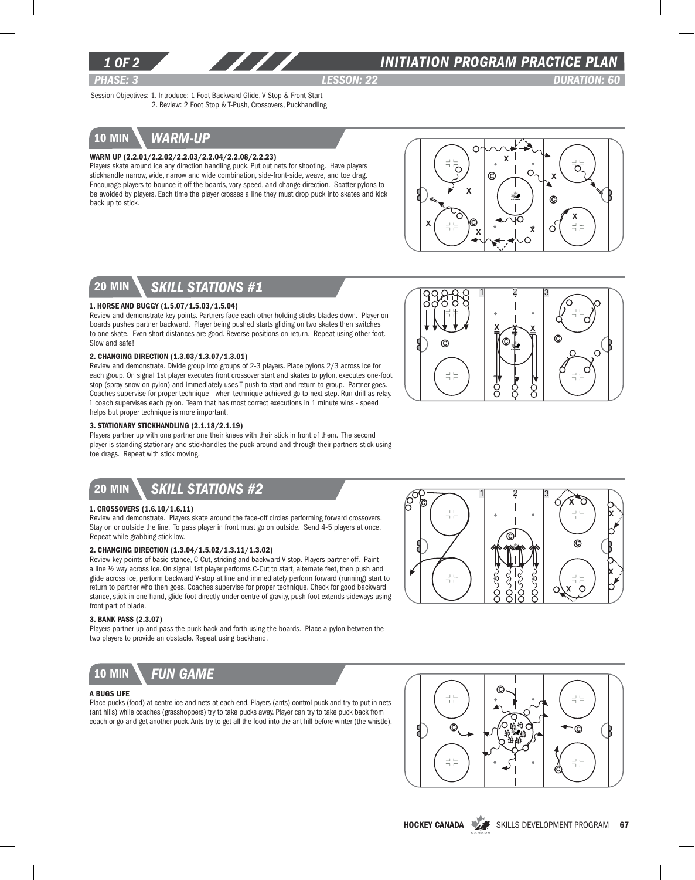# INITIATION PROGRAM PRACTICE PLAN

**PHASE: 3** | **LESSON: 22** | **DURATION: 60**

Session Objectives: 1. Introduce: 1 Foot Backward Glide, V Stop & Front Start
2. Review: 2 Foot Stop & T-Push, Crossovers, Puckhandling

## 10 MIN — WARM-UP

**WARM UP (2.2.01/2.2.02/2.2.03/2.2.04/2.2.08/2.2.23)**

Players skate around ice any direction handling puck. Put out nets for shooting. Have players stickhandle narrow, wide, narrow and wide combination, side-front-side, weave, and toe drag. Encourage players to bounce it off the boards, vary speed, and change direction. Scatter pylons to be avoided by players. Each time the player crosses a line they must drop puck into skates and kick back up to stick.

## 20 MIN — SKILL STATIONS #1

**1. HORSE AND BUGGY (1.5.07/1.5.03/1.5.04)**

Review and demonstrate key points. Partners face each other holding sticks blades down. Player on boards pushes partner backward. Player being pushed starts gliding on two skates then switches to one skate. Even short distances are good. Reverse positions on return. Repeat using other foot. Slow and safe!

**2. CHANGING DIRECTION (1.3.03/1.3.07/1.3.01)**

Review and demonstrate. Divide group into groups of 2-3 players. Place pylons 2/3 across ice for each group. On signal 1st player executes front crossover start and skates to pylon, executes one-foot stop (spray snow on pylon) and immediately uses T-push to start and return to group. Partner goes. Coaches supervise for proper technique - when technique achieved go to next step. Run drill as relay. 1 coach supervises each pylon. Team that has most correct executions in 1 minute wins - speed helps but proper technique is more important.

**3. STATIONARY STICKHANDLING (2.1.18/2.1.19)**

Players partner up with one partner one their knees with their stick in front of them. The second player is standing stationary and stickhandles the puck around and through their partners stick using toe drags. Repeat with stick moving.

## 20 MIN — SKILL STATIONS #2

**1. CROSSOVERS (1.6.10/1.6.11)**

Review and demonstrate. Players skate around the face-off circles performing forward crossovers. Stay on or outside the line. To pass player in front must go on outside. Send 4-5 players at once. Repeat while grabbing stick low.

**2. CHANGING DIRECTION (1.3.04/1.5.02/1.3.11/1.3.02)**

Review key points of basic stance, C-Cut, striding and backward V stop. Players partner off. Paint a line ½ way across ice. On signal 1st player performs C-Cut to start, alternate feet, then push and glide across ice, perform backward V-stop at line and immediately perform forward (running) start to return to partner who then goes. Coaches supervise for proper technique. Check for good backward stance, stick in one hand, glide foot directly under centre of gravity, push foot extends sideways using front part of blade.

**3. BANK PASS (2.3.07)**

Players partner up and pass the puck back and forth using the boards. Place a pylon between the two players to provide an obstacle. Repeat using backhand.

## 10 MIN — FUN GAME

**A BUGS LIFE**

Place pucks (food) at centre ice and nets at each end. Players (ants) control puck and try to put in nets (ant hills) while coaches (grasshoppers) try to take pucks away. Player can try to take puck back from coach or go and get another puck. Ants try to get all the food into the ant hill before winter (the whistle).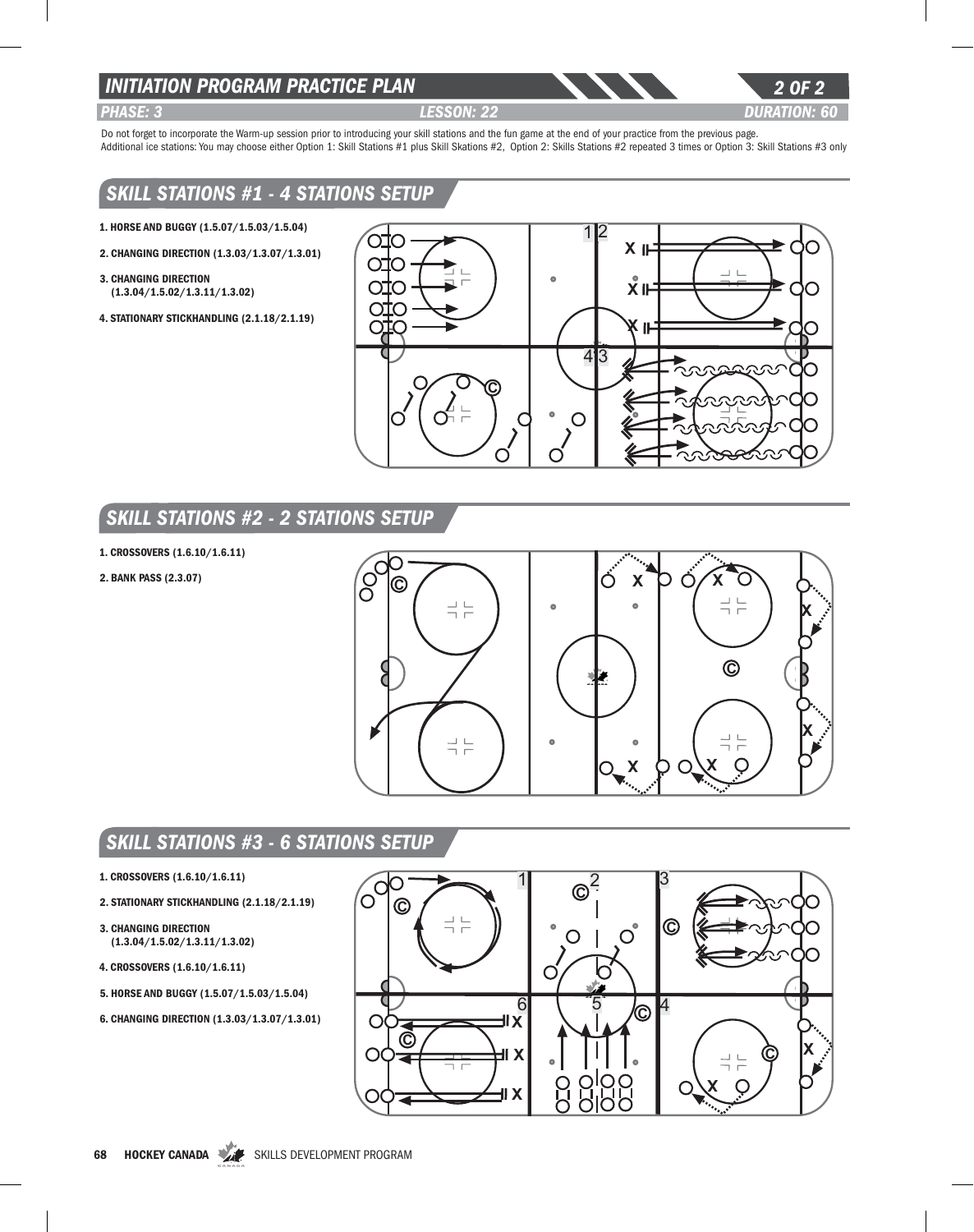# INITIATION PROGRAM PRACTICE PLAN

*PHASE: 3* *LESSON: 22* *DURATION: 60*

Do not forget to incorporate the Warm-up session prior to introducing your skill stations and the fun game at the end of your practice from the previous page.
Additional ice stations: You may choose either Option 1: Skill Stations #1 plus Skill Skations #2, Option 2: Skills Stations #2 repeated 3 times or Option 3: Skill Stations #3 only

## SKILL STATIONS #1 - 4 STATIONS SETUP

1. HORSE AND BUGGY (1.5.07/1.5.03/1.5.04)
2. CHANGING DIRECTION (1.3.03/1.3.07/1.3.01)
3. CHANGING DIRECTION (1.3.04/1.5.02/1.3.11/1.3.02)
4. STATIONARY STICKHANDLING (2.1.18/2.1.19)

## SKILL STATIONS #2 - 2 STATIONS SETUP

1. CROSSOVERS (1.6.10/1.6.11)
2. BANK PASS (2.3.07)

## SKILL STATIONS #3 - 6 STATIONS SETUP

1. CROSSOVERS (1.6.10/1.6.11)
2. STATIONARY STICKHANDLING (2.1.18/2.1.19)
3. CHANGING DIRECTION (1.3.04/1.5.02/1.3.11/1.3.02)
4. CROSSOVERS (1.6.10/1.6.11)
5. HORSE AND BUGGY (1.5.07/1.5.03/1.5.04)
6. CHANGING DIRECTION (1.3.03/1.3.07/1.3.01)